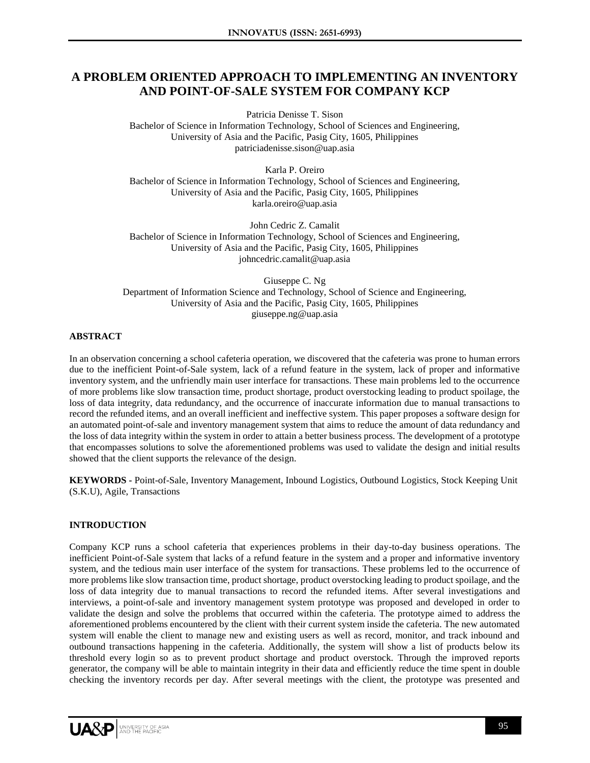# A PROBLEM ORIENTED APPROACH TO IMPLEMENTING AN INVENTORY AND POINT-OF-SALE SYSTEM FOR COMPANY KCP

Patricia Denisse T. Sison
Bachelor of Science in Information Technology, School of Sciences and Engineering,
University of Asia and the Pacific, Pasig City, 1605, Philippines
patriciadenisse.sison@uap.asia

Karla P. Oreiro
Bachelor of Science in Information Technology, School of Sciences and Engineering,
University of Asia and the Pacific, Pasig City, 1605, Philippines
karla.oreiro@uap.asia

John Cedric Z. Camalit
Bachelor of Science in Information Technology, School of Sciences and Engineering,
University of Asia and the Pacific, Pasig City, 1605, Philippines
johncedric.camalit@uap.asia

Giuseppe C. Ng
Department of Information Science and Technology, School of Science and Engineering,
University of Asia and the Pacific, Pasig City, 1605, Philippines
giuseppe.ng@uap.asia

## ABSTRACT

In an observation concerning a school cafeteria operation, we discovered that the cafeteria was prone to human errors due to the inefficient Point-of-Sale system, lack of a refund feature in the system, lack of proper and informative inventory system, and the unfriendly main user interface for transactions. These main problems led to the occurrence of more problems like slow transaction time, product shortage, product overstocking leading to product spoilage, the loss of data integrity, data redundancy, and the occurrence of inaccurate information due to manual transactions to record the refunded items, and an overall inefficient and ineffective system. This paper proposes a software design for an automated point-of-sale and inventory management system that aims to reduce the amount of data redundancy and the loss of data integrity within the system in order to attain a better business process. The development of a prototype that encompasses solutions to solve the aforementioned problems was used to validate the design and initial results showed that the client supports the relevance of the design.

**KEYWORDS -** Point-of-Sale, Inventory Management, Inbound Logistics, Outbound Logistics, Stock Keeping Unit (S.K.U), Agile, Transactions

## INTRODUCTION

Company KCP runs a school cafeteria that experiences problems in their day-to-day business operations. The inefficient Point-of-Sale system that lacks of a refund feature in the system and a proper and informative inventory system, and the tedious main user interface of the system for transactions. These problems led to the occurrence of more problems like slow transaction time, product shortage, product overstocking leading to product spoilage, and the loss of data integrity due to manual transactions to record the refunded items. After several investigations and interviews, a point-of-sale and inventory management system prototype was proposed and developed in order to validate the design and solve the problems that occurred within the cafeteria. The prototype aimed to address the aforementioned problems encountered by the client with their current system inside the cafeteria. The new automated system will enable the client to manage new and existing users as well as record, monitor, and track inbound and outbound transactions happening in the cafeteria. Additionally, the system will show a list of products below its threshold every login so as to prevent product shortage and product overstock. Through the improved reports generator, the company will be able to maintain integrity in their data and efficiently reduce the time spent in double checking the inventory records per day. After several meetings with the client, the prototype was presented and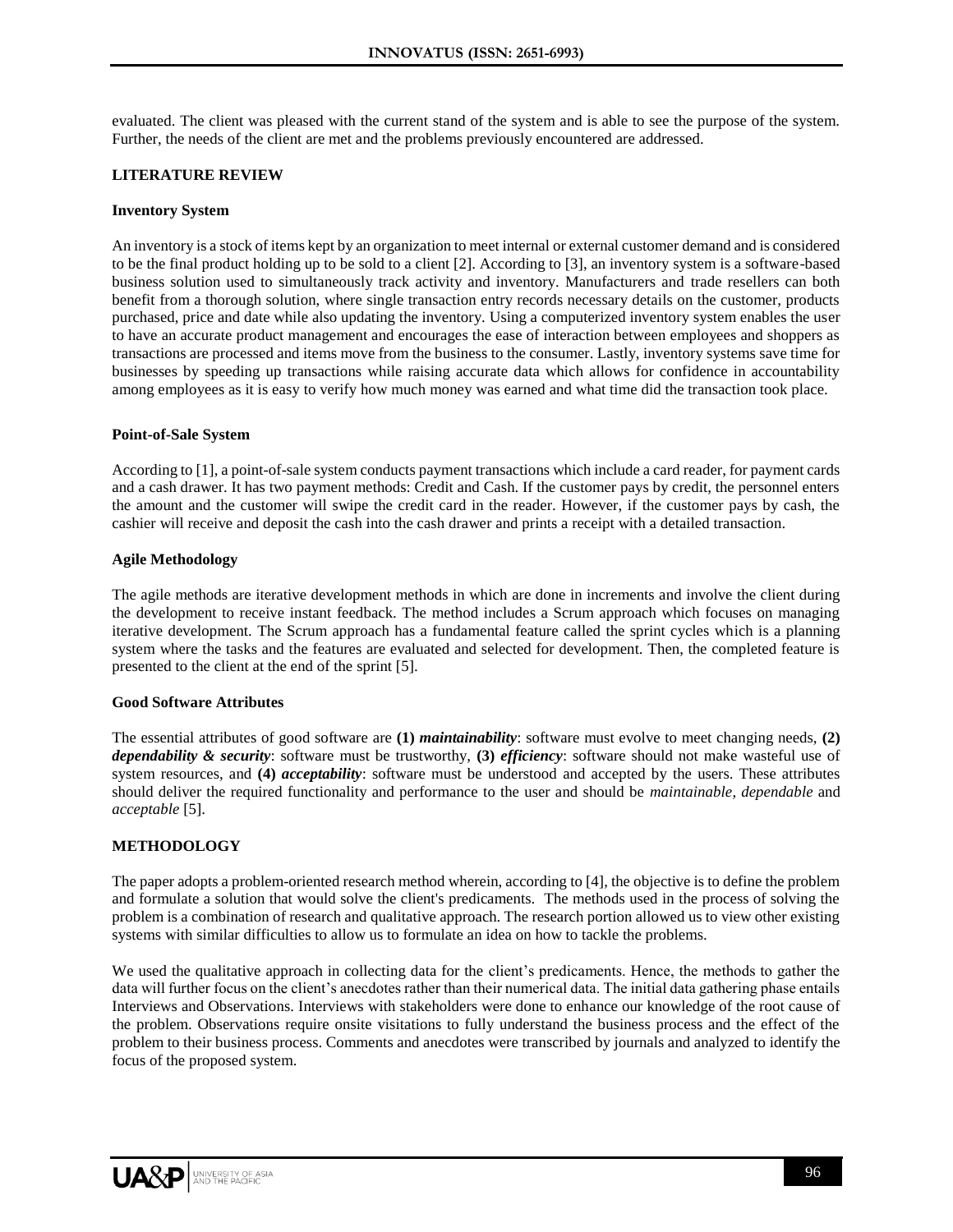evaluated. The client was pleased with the current stand of the system and is able to see the purpose of the system. Further, the needs of the client are met and the problems previously encountered are addressed.

## LITERATURE REVIEW

### Inventory System

An inventory is a stock of items kept by an organization to meet internal or external customer demand and is considered to be the final product holding up to be sold to a client [2]. According to [3], an inventory system is a software-based business solution used to simultaneously track activity and inventory. Manufacturers and trade resellers can both benefit from a thorough solution, where single transaction entry records necessary details on the customer, products purchased, price and date while also updating the inventory. Using a computerized inventory system enables the user to have an accurate product management and encourages the ease of interaction between employees and shoppers as transactions are processed and items move from the business to the consumer. Lastly, inventory systems save time for businesses by speeding up transactions while raising accurate data which allows for confidence in accountability among employees as it is easy to verify how much money was earned and what time did the transaction took place.

### Point-of-Sale System

According to [1], a point-of-sale system conducts payment transactions which include a card reader, for payment cards and a cash drawer. It has two payment methods: Credit and Cash. If the customer pays by credit, the personnel enters the amount and the customer will swipe the credit card in the reader. However, if the customer pays by cash, the cashier will receive and deposit the cash into the cash drawer and prints a receipt with a detailed transaction.

### Agile Methodology

The agile methods are iterative development methods in which are done in increments and involve the client during the development to receive instant feedback. The method includes a Scrum approach which focuses on managing iterative development. The Scrum approach has a fundamental feature called the sprint cycles which is a planning system where the tasks and the features are evaluated and selected for development. Then, the completed feature is presented to the client at the end of the sprint [5].

### Good Software Attributes

The essential attributes of good software are **(1)** ***maintainability***: software must evolve to meet changing needs, **(2)** ***dependability & security***: software must be trustworthy, **(3)** ***efficiency***: software should not make wasteful use of system resources, and **(4)** ***acceptability***: software must be understood and accepted by the users. These attributes should deliver the required functionality and performance to the user and should be *maintainable*, *dependable* and *acceptable* [5].

## METHODOLOGY

The paper adopts a problem-oriented research method wherein, according to [4], the objective is to define the problem and formulate a solution that would solve the client's predicaments. The methods used in the process of solving the problem is a combination of research and qualitative approach. The research portion allowed us to view other existing systems with similar difficulties to allow us to formulate an idea on how to tackle the problems.

We used the qualitative approach in collecting data for the client's predicaments. Hence, the methods to gather the data will further focus on the client's anecdotes rather than their numerical data. The initial data gathering phase entails Interviews and Observations. Interviews with stakeholders were done to enhance our knowledge of the root cause of the problem. Observations require onsite visitations to fully understand the business process and the effect of the problem to their business process. Comments and anecdotes were transcribed by journals and analyzed to identify the focus of the proposed system.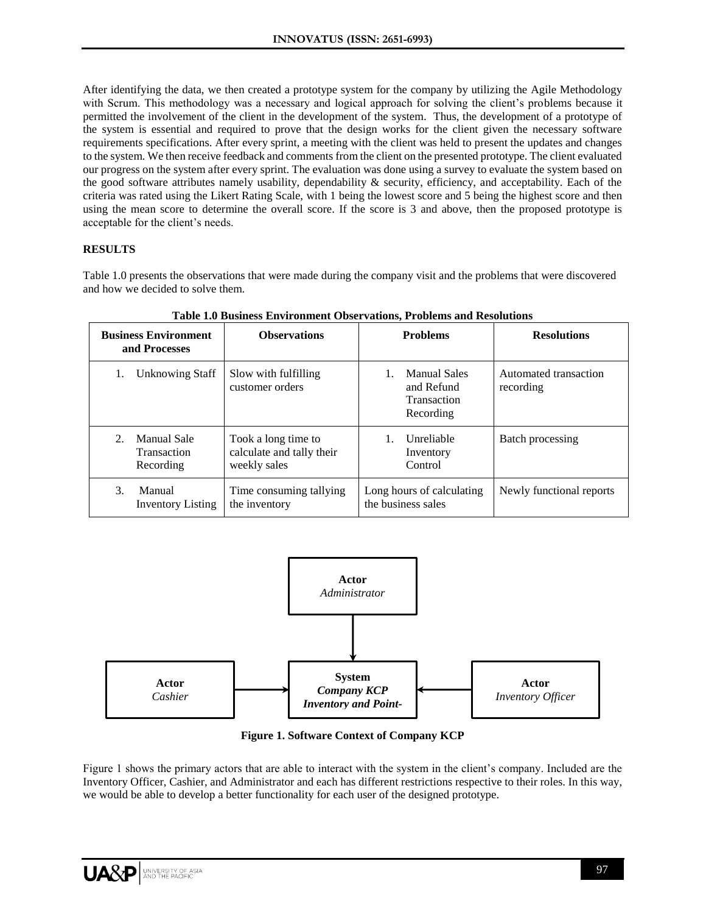After identifying the data, we then created a prototype system for the company by utilizing the Agile Methodology with Scrum. This methodology was a necessary and logical approach for solving the client's problems because it permitted the involvement of the client in the development of the system. Thus, the development of a prototype of the system is essential and required to prove that the design works for the client given the necessary software requirements specifications. After every sprint, a meeting with the client was held to present the updates and changes to the system. We then receive feedback and comments from the client on the presented prototype. The client evaluated our progress on the system after every sprint. The evaluation was done using a survey to evaluate the system based on the good software attributes namely usability, dependability & security, efficiency, and acceptability. Each of the criteria was rated using the Likert Rating Scale, with 1 being the lowest score and 5 being the highest score and then using the mean score to determine the overall score. If the score is 3 and above, then the proposed prototype is acceptable for the client's needs.

## RESULTS

Table 1.0 presents the observations that were made during the company visit and the problems that were discovered and how we decided to solve them.

**Table 1.0 Business Environment Observations, Problems and Resolutions**

| Business Environment and Processes | Observations | Problems | Resolutions |
|---|---|---|---|
| 1. Unknowing Staff | Slow with fulfilling customer orders | 1. Manual Sales and Refund Transaction Recording | Automated transaction recording |
| 2. Manual Sale Transaction Recording | Took a long time to calculate and tally their weekly sales | 1. Unreliable Inventory Control | Batch processing |
| 3. Manual Inventory Listing | Time consuming tallying the inventory | Long hours of calculating the business sales | Newly functional reports |

**Actor** *Administrator*

**Actor** *Cashier* → **System** ***Company KCP Inventory and Point-*** ← **Actor** *Inventory Officer*

**Figure 1. Software Context of Company KCP**

Figure 1 shows the primary actors that are able to interact with the system in the client's company. Included are the Inventory Officer, Cashier, and Administrator and each has different restrictions respective to their roles. In this way, we would be able to develop a better functionality for each user of the designed prototype.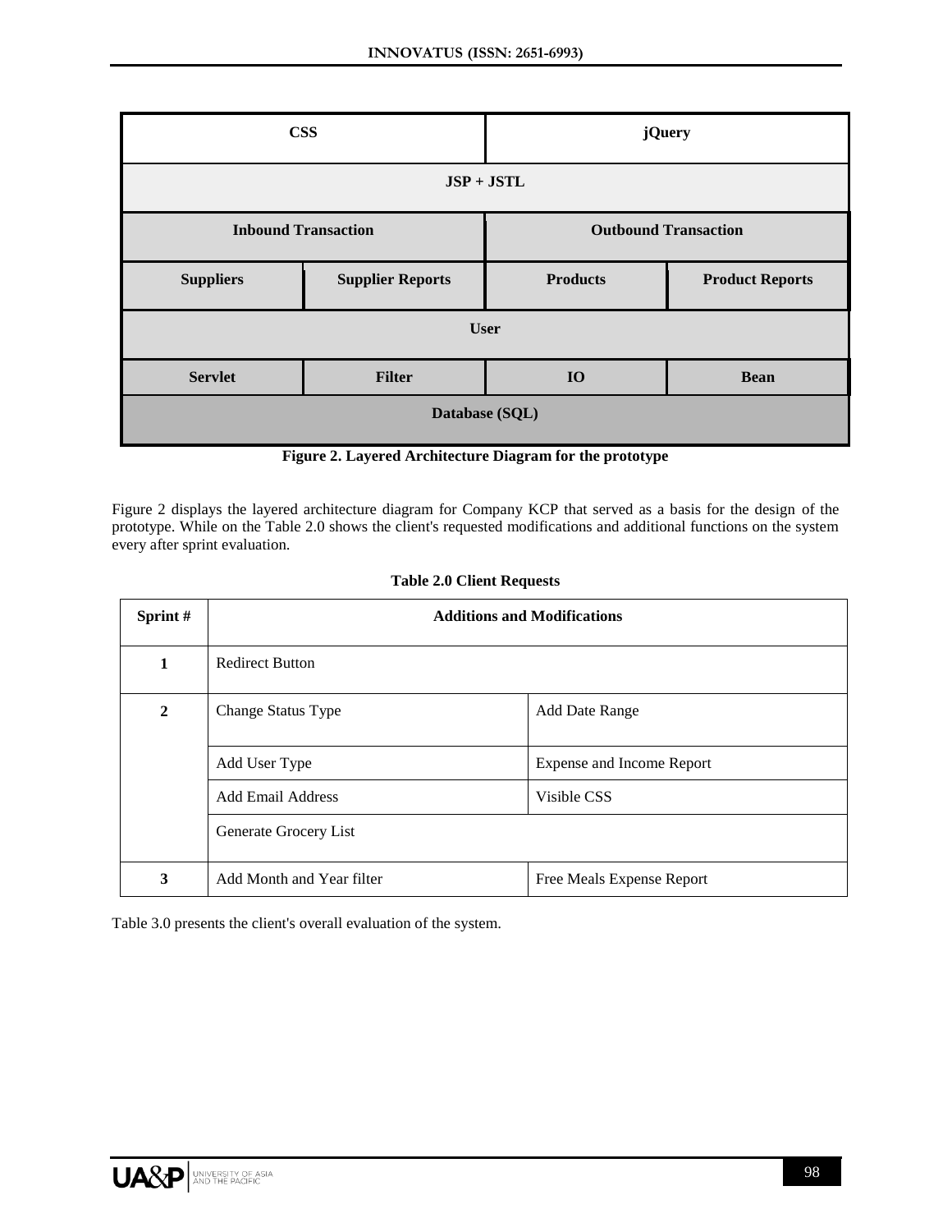| CSS | | jQuery | |
|---|---|---|---|
| JSP + JSTL | | | |
| Inbound Transaction | | Outbound Transaction | |
| Suppliers | Supplier Reports | Products | Product Reports |
| User | | | |
| Servlet | Filter | IO | Bean |
| Database (SQL) | | | |

**Figure 2. Layered Architecture Diagram for the prototype**

Figure 2 displays the layered architecture diagram for Company KCP that served as a basis for the design of the prototype. While on the Table 2.0 shows the client's requested modifications and additional functions on the system every after sprint evaluation.

**Table 2.0 Client Requests**

| Sprint # | Additions and Modifications | |
|---|---|---|
| 1 | Redirect Button | |
| 2 | Change Status Type | Add Date Range |
| | Add User Type | Expense and Income Report |
| | Add Email Address | Visible CSS |
| | Generate Grocery List | |
| 3 | Add Month and Year filter | Free Meals Expense Report |

Table 3.0 presents the client's overall evaluation of the system.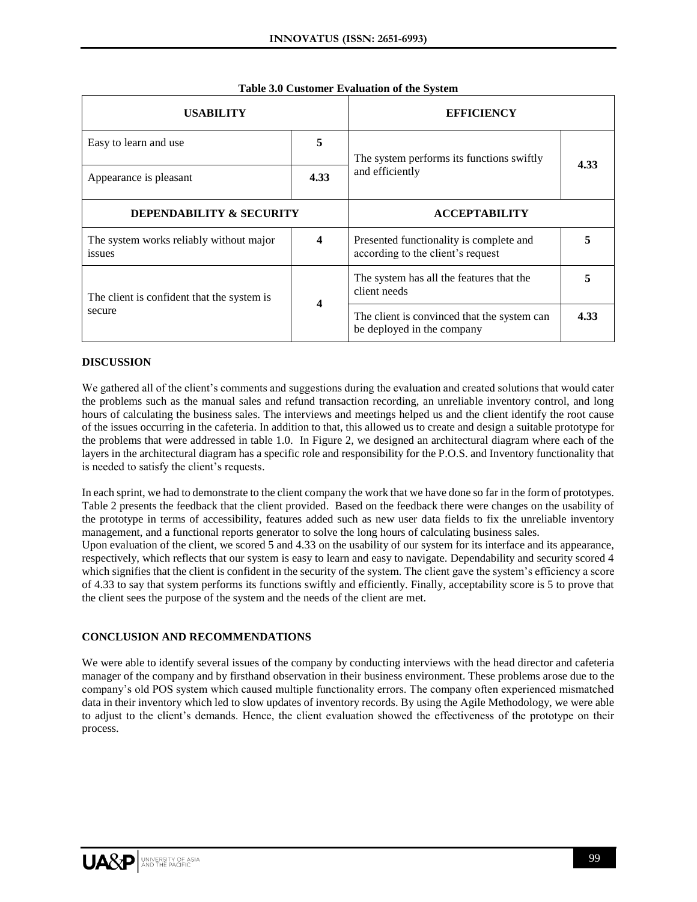**Table 3.0 Customer Evaluation of the System**

| USABILITY | | EFFICIENCY | |
|---|---|---|---|
| Easy to learn and use | 5 | The system performs its functions swiftly and efficiently | 4.33 |
| Appearance is pleasant | 4.33 | | |
| **DEPENDABILITY & SECURITY** | | **ACCEPTABILITY** | |
| The system works reliably without major issues | 4 | Presented functionality is complete and according to the client's request | 5 |
| The client is confident that the system is secure | 4 | The system has all the features that the client needs | 5 |
| | | The client is convinced that the system can be deployed in the company | 4.33 |

## DISCUSSION

We gathered all of the client's comments and suggestions during the evaluation and created solutions that would cater the problems such as the manual sales and refund transaction recording, an unreliable inventory control, and long hours of calculating the business sales. The interviews and meetings helped us and the client identify the root cause of the issues occurring in the cafeteria. In addition to that, this allowed us to create and design a suitable prototype for the problems that were addressed in table 1.0. In Figure 2, we designed an architectural diagram where each of the layers in the architectural diagram has a specific role and responsibility for the P.O.S. and Inventory functionality that is needed to satisfy the client's requests.

In each sprint, we had to demonstrate to the client company the work that we have done so far in the form of prototypes. Table 2 presents the feedback that the client provided. Based on the feedback there were changes on the usability of the prototype in terms of accessibility, features added such as new user data fields to fix the unreliable inventory management, and a functional reports generator to solve the long hours of calculating business sales.

Upon evaluation of the client, we scored 5 and 4.33 on the usability of our system for its interface and its appearance, respectively, which reflects that our system is easy to learn and easy to navigate. Dependability and security scored 4 which signifies that the client is confident in the security of the system. The client gave the system's efficiency a score of 4.33 to say that system performs its functions swiftly and efficiently. Finally, acceptability score is 5 to prove that the client sees the purpose of the system and the needs of the client are met.

## CONCLUSION AND RECOMMENDATIONS

We were able to identify several issues of the company by conducting interviews with the head director and cafeteria manager of the company and by firsthand observation in their business environment. These problems arose due to the company's old POS system which caused multiple functionality errors. The company often experienced mismatched data in their inventory which led to slow updates of inventory records. By using the Agile Methodology, we were able to adjust to the client's demands. Hence, the client evaluation showed the effectiveness of the prototype on their process.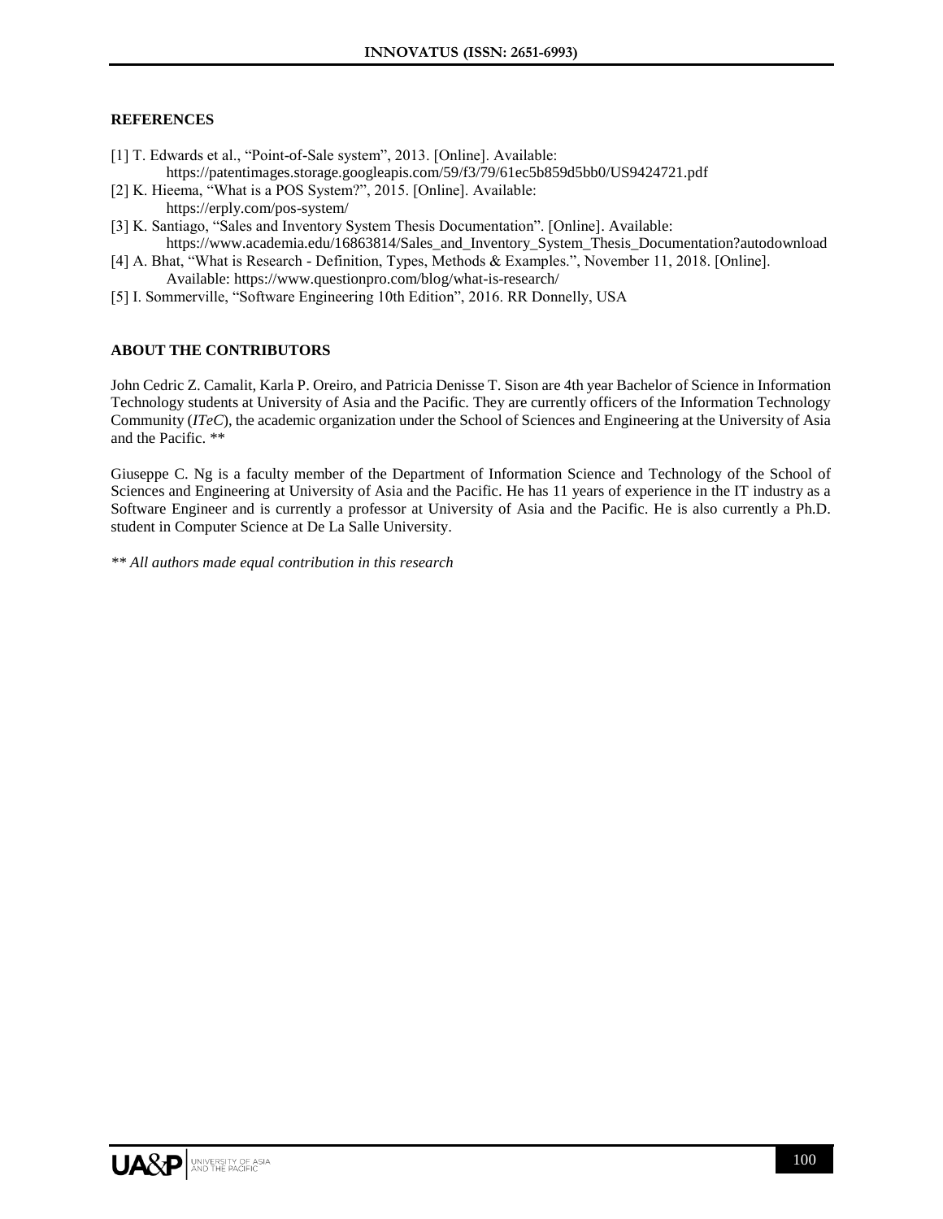## REFERENCES

[1] T. Edwards et al., "Point-of-Sale system", 2013. [Online]. Available: https://patentimages.storage.googleapis.com/59/f3/79/61ec5b859d5bb0/US9424721.pdf

[2] K. Hieema, "What is a POS System?", 2015. [Online]. Available: https://erply.com/pos-system/

[3] K. Santiago, "Sales and Inventory System Thesis Documentation". [Online]. Available: https://www.academia.edu/16863814/Sales_and_Inventory_System_Thesis_Documentation?autodownload

[4] A. Bhat, "What is Research - Definition, Types, Methods & Examples.", November 11, 2018. [Online]. Available: https://www.questionpro.com/blog/what-is-research/

[5] I. Sommerville, "Software Engineering 10th Edition", 2016. RR Donnelly, USA

## ABOUT THE CONTRIBUTORS

John Cedric Z. Camalit, Karla P. Oreiro, and Patricia Denisse T. Sison are 4th year Bachelor of Science in Information Technology students at University of Asia and the Pacific. They are currently officers of the Information Technology Community (*ITeC*), the academic organization under the School of Sciences and Engineering at the University of Asia and the Pacific. **

Giuseppe C. Ng is a faculty member of the Department of Information Science and Technology of the School of Sciences and Engineering at University of Asia and the Pacific. He has 11 years of experience in the IT industry as a Software Engineer and is currently a professor at University of Asia and the Pacific. He is also currently a Ph.D. student in Computer Science at De La Salle University.

*** All authors made equal contribution in this research*